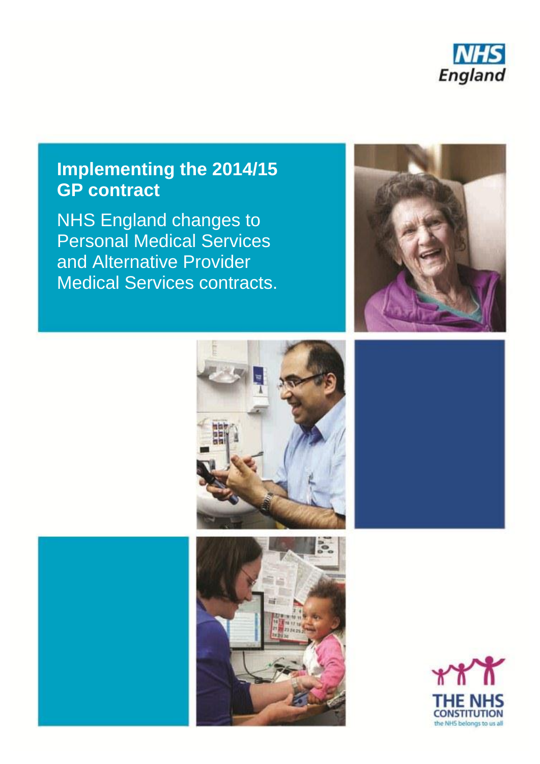NHS England

# Implementing the 2014/15 GP contract

NHS England changes to Personal Medical Services and Alternative Provider Medical Services contracts.

THE NHS CONSTITUTION
the NHS belongs to us all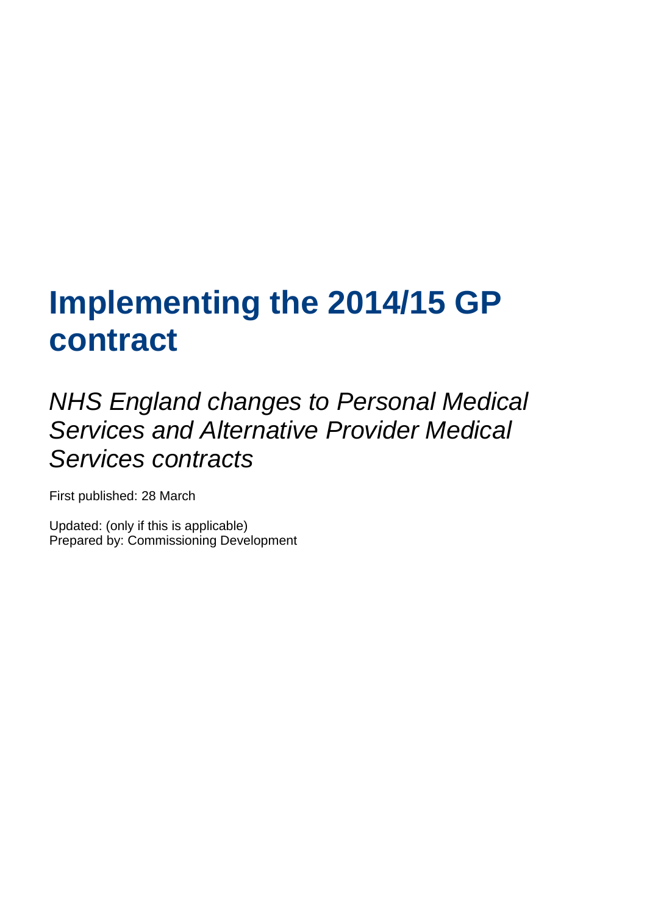# Implementing the 2014/15 GP contract

*NHS England changes to Personal Medical Services and Alternative Provider Medical Services contracts*

First published: 28 March

Updated: (only if this is applicable)
Prepared by: Commissioning Development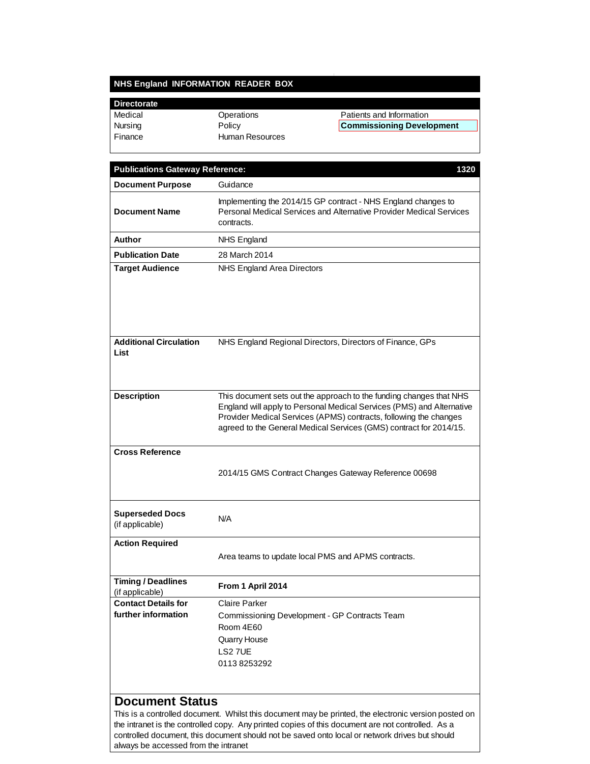## NHS England INFORMATION READER BOX

| Directorate | | |
|---|---|---|
| Medical | Operations | Patients and Information |
| Nursing | Policy | **Commissioning Development** |
| Finance | Human Resources | |

| **Publications Gateway Reference:** | **1320** |
|---|---|
| **Document Purpose** | Guidance |
| **Document Name** | Implementing the 2014/15 GP contract - NHS England changes to Personal Medical Services and Alternative Provider Medical Services contracts. |
| **Author** | NHS England |
| **Publication Date** | 28 March 2014 |
| **Target Audience** | NHS England Area Directors |
| **Additional Circulation List** | NHS England Regional Directors, Directors of Finance, GPs |
| **Description** | This document sets out the approach to the funding changes that NHS England will apply to Personal Medical Services (PMS) and Alternative Provider Medical Services (APMS) contracts, following the changes agreed to the General Medical Services (GMS) contract for 2014/15. |
| **Cross Reference** | 2014/15 GMS Contract Changes Gateway Reference 00698 |
| **Superseded Docs** (if applicable) | N/A |
| **Action Required** | Area teams to update local PMS and APMS contracts. |
| **Timing / Deadlines** (if applicable) | **From 1 April 2014** |
| **Contact Details for further information** | Claire Parker<br>Commissioning Development - GP Contracts Team<br>Room 4E60<br>Quarry House<br>LS2 7UE<br>0113 8253292 |

## Document Status

This is a controlled document. Whilst this document may be printed, the electronic version posted on the intranet is the controlled copy. Any printed copies of this document are not controlled. As a controlled document, this document should not be saved onto local or network drives but should always be accessed from the intranet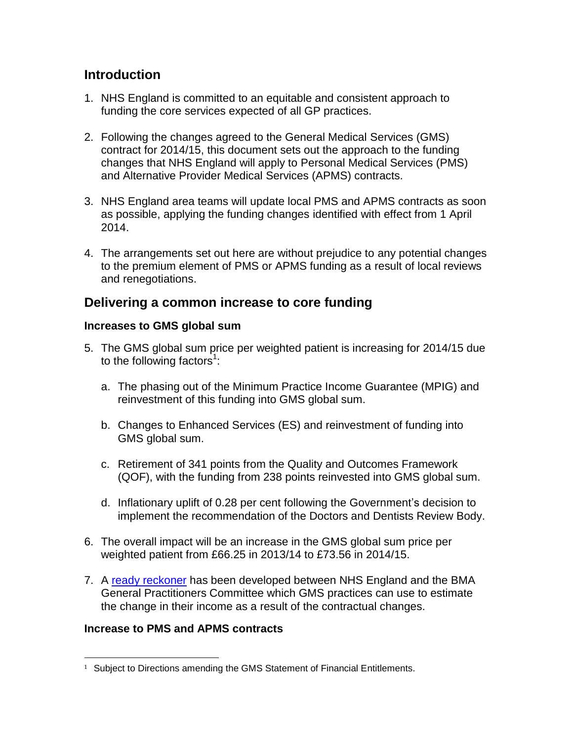## Introduction

1. NHS England is committed to an equitable and consistent approach to funding the core services expected of all GP practices.

2. Following the changes agreed to the General Medical Services (GMS) contract for 2014/15, this document sets out the approach to the funding changes that NHS England will apply to Personal Medical Services (PMS) and Alternative Provider Medical Services (APMS) contracts.

3. NHS England area teams will update local PMS and APMS contracts as soon as possible, applying the funding changes identified with effect from 1 April 2014.

4. The arrangements set out here are without prejudice to any potential changes to the premium element of PMS or APMS funding as a result of local reviews and renegotiations.

## Delivering a common increase to core funding

### Increases to GMS global sum

5. The GMS global sum price per weighted patient is increasing for 2014/15 due to the following factors[1]:

   a. The phasing out of the Minimum Practice Income Guarantee (MPIG) and reinvestment of this funding into GMS global sum.

   b. Changes to Enhanced Services (ES) and reinvestment of funding into GMS global sum.

   c. Retirement of 341 points from the Quality and Outcomes Framework (QOF), with the funding from 238 points reinvested into GMS global sum.

   d. Inflationary uplift of 0.28 per cent following the Government's decision to implement the recommendation of the Doctors and Dentists Review Body.

6. The overall impact will be an increase in the GMS global sum price per weighted patient from £66.25 in 2013/14 to £73.56 in 2014/15.

7. A ready reckoner has been developed between NHS England and the BMA General Practitioners Committee which GMS practices can use to estimate the change in their income as a result of the contractual changes.

### Increase to PMS and APMS contracts

[1] Subject to Directions amending the GMS Statement of Financial Entitlements.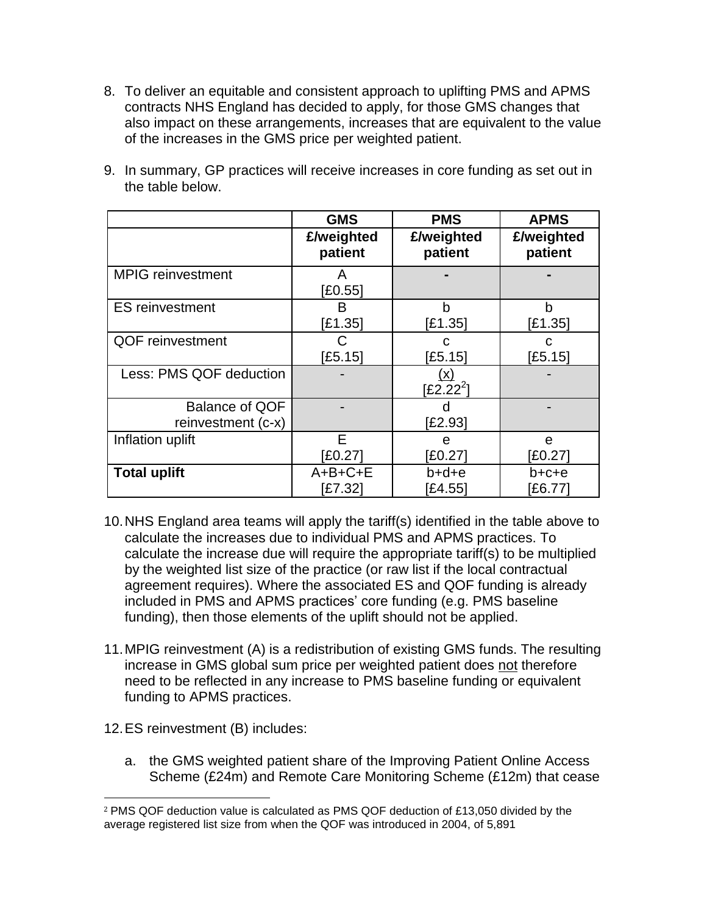8. To deliver an equitable and consistent approach to uplifting PMS and APMS contracts NHS England has decided to apply, for those GMS changes that also impact on these arrangements, increases that are equivalent to the value of the increases in the GMS price per weighted patient.

9. In summary, GP practices will receive increases in core funding as set out in the table below.

| | GMS | PMS | APMS |
|---|---|---|---|
| | £/weighted patient | £/weighted patient | £/weighted patient |
| MPIG reinvestment | A [£0.55] | - | - |
| ES reinvestment | B [£1.35] | b [£1.35] | b [£1.35] |
| QOF reinvestment | C [£5.15] | c [£5.15] | c [£5.15] |
| Less: PMS QOF deduction | - | (x) [£2.22[2]] | - |
| Balance of QOF reinvestment (c-x) | - | d [£2.93] | - |
| Inflation uplift | E [£0.27] | e [£0.27] | e [£0.27] |
| **Total uplift** | A+B+C+E [£7.32] | b+d+e [£4.55] | b+c+e [£6.77] |

10. NHS England area teams will apply the tariff(s) identified in the table above to calculate the increases due to individual PMS and APMS practices. To calculate the increase due will require the appropriate tariff(s) to be multiplied by the weighted list size of the practice (or raw list if the local contractual agreement requires). Where the associated ES and QOF funding is already included in PMS and APMS practices' core funding (e.g. PMS baseline funding), then those elements of the uplift should not be applied.

11. MPIG reinvestment (A) is a redistribution of existing GMS funds. The resulting increase in GMS global sum price per weighted patient does not therefore need to be reflected in any increase to PMS baseline funding or equivalent funding to APMS practices.

12. ES reinvestment (B) includes:

    a. the GMS weighted patient share of the Improving Patient Online Access Scheme (£24m) and Remote Care Monitoring Scheme (£12m) that cease

[2] PMS QOF deduction value is calculated as PMS QOF deduction of £13,050 divided by the average registered list size from when the QOF was introduced in 2004, of 5,891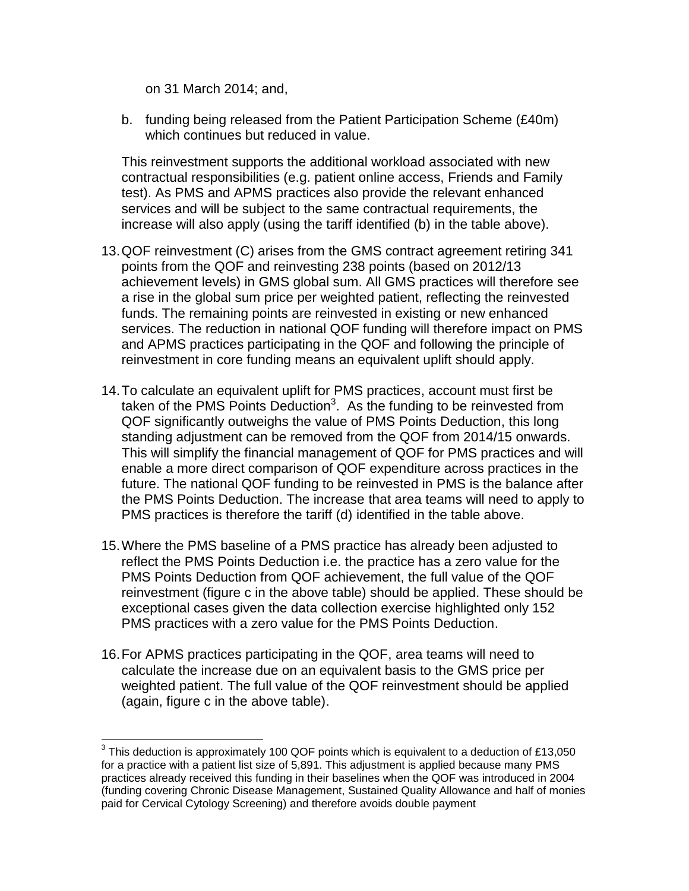on 31 March 2014; and,

b. funding being released from the Patient Participation Scheme (£40m) which continues but reduced in value.

This reinvestment supports the additional workload associated with new contractual responsibilities (e.g. patient online access, Friends and Family test). As PMS and APMS practices also provide the relevant enhanced services and will be subject to the same contractual requirements, the increase will also apply (using the tariff identified (b) in the table above).

13. QOF reinvestment (C) arises from the GMS contract agreement retiring 341 points from the QOF and reinvesting 238 points (based on 2012/13 achievement levels) in GMS global sum. All GMS practices will therefore see a rise in the global sum price per weighted patient, reflecting the reinvested funds. The remaining points are reinvested in existing or new enhanced services. The reduction in national QOF funding will therefore impact on PMS and APMS practices participating in the QOF and following the principle of reinvestment in core funding means an equivalent uplift should apply.

14. To calculate an equivalent uplift for PMS practices, account must first be taken of the PMS Points Deduction[3]. As the funding to be reinvested from QOF significantly outweighs the value of PMS Points Deduction, this long standing adjustment can be removed from the QOF from 2014/15 onwards. This will simplify the financial management of QOF for PMS practices and will enable a more direct comparison of QOF expenditure across practices in the future. The national QOF funding to be reinvested in PMS is the balance after the PMS Points Deduction. The increase that area teams will need to apply to PMS practices is therefore the tariff (d) identified in the table above.

15. Where the PMS baseline of a PMS practice has already been adjusted to reflect the PMS Points Deduction i.e. the practice has a zero value for the PMS Points Deduction from QOF achievement, the full value of the QOF reinvestment (figure c in the above table) should be applied. These should be exceptional cases given the data collection exercise highlighted only 152 PMS practices with a zero value for the PMS Points Deduction.

16. For APMS practices participating in the QOF, area teams will need to calculate the increase due on an equivalent basis to the GMS price per weighted patient. The full value of the QOF reinvestment should be applied (again, figure c in the above table).

---

[3] This deduction is approximately 100 QOF points which is equivalent to a deduction of £13,050 for a practice with a patient list size of 5,891. This adjustment is applied because many PMS practices already received this funding in their baselines when the QOF was introduced in 2004 (funding covering Chronic Disease Management, Sustained Quality Allowance and half of monies paid for Cervical Cytology Screening) and therefore avoids double payment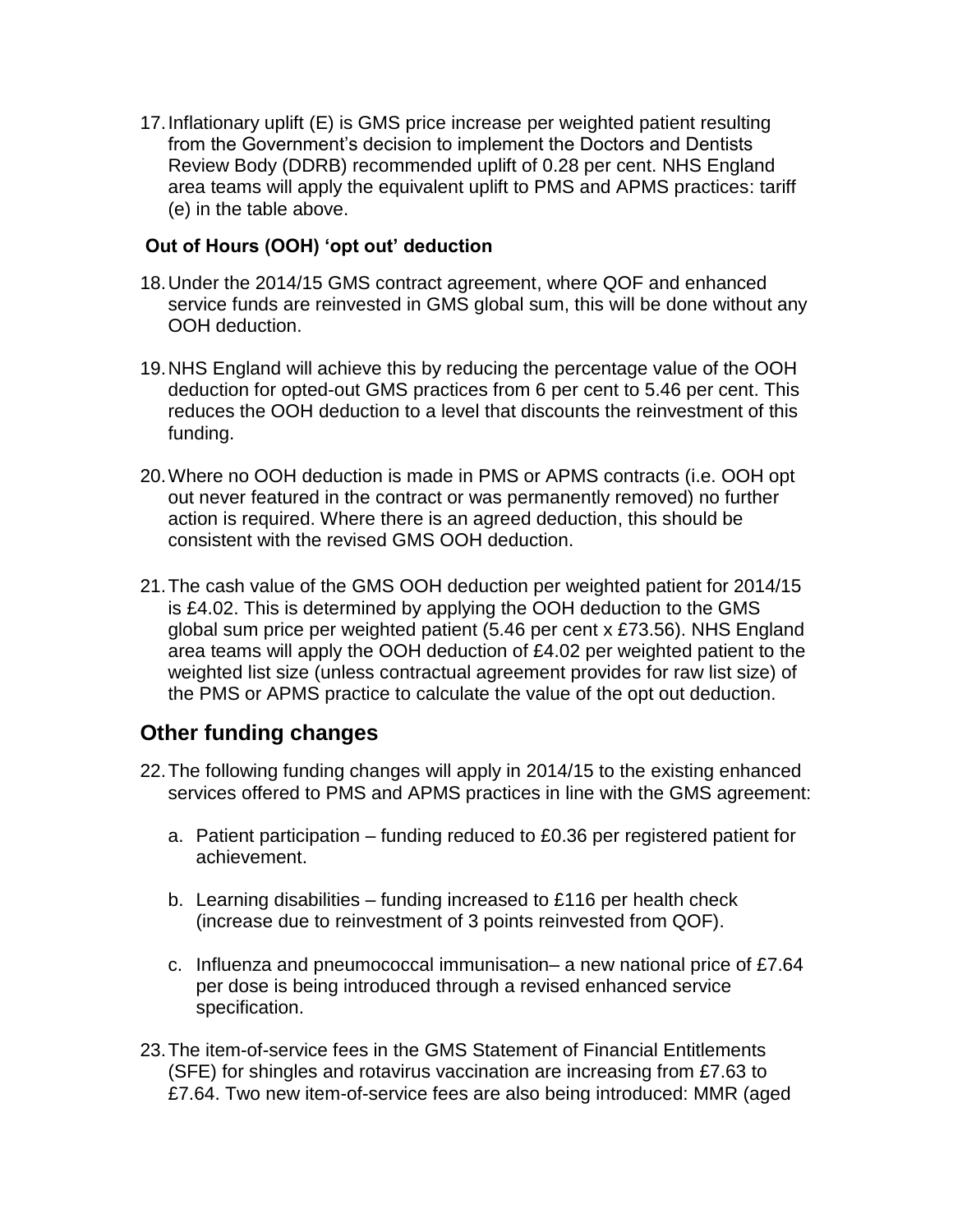17. Inflationary uplift (E) is GMS price increase per weighted patient resulting from the Government's decision to implement the Doctors and Dentists Review Body (DDRB) recommended uplift of 0.28 per cent. NHS England area teams will apply the equivalent uplift to PMS and APMS practices: tariff (e) in the table above.

### Out of Hours (OOH) 'opt out' deduction

18. Under the 2014/15 GMS contract agreement, where QOF and enhanced service funds are reinvested in GMS global sum, this will be done without any OOH deduction.

19. NHS England will achieve this by reducing the percentage value of the OOH deduction for opted-out GMS practices from 6 per cent to 5.46 per cent. This reduces the OOH deduction to a level that discounts the reinvestment of this funding.

20. Where no OOH deduction is made in PMS or APMS contracts (i.e. OOH opt out never featured in the contract or was permanently removed) no further action is required. Where there is an agreed deduction, this should be consistent with the revised GMS OOH deduction.

21. The cash value of the GMS OOH deduction per weighted patient for 2014/15 is £4.02. This is determined by applying the OOH deduction to the GMS global sum price per weighted patient (5.46 per cent x £73.56). NHS England area teams will apply the OOH deduction of £4.02 per weighted patient to the weighted list size (unless contractual agreement provides for raw list size) of the PMS or APMS practice to calculate the value of the opt out deduction.

## Other funding changes

22. The following funding changes will apply in 2014/15 to the existing enhanced services offered to PMS and APMS practices in line with the GMS agreement:

    a. Patient participation – funding reduced to £0.36 per registered patient for achievement.

    b. Learning disabilities – funding increased to £116 per health check (increase due to reinvestment of 3 points reinvested from QOF).

    c. Influenza and pneumococcal immunisation– a new national price of £7.64 per dose is being introduced through a revised enhanced service specification.

23. The item-of-service fees in the GMS Statement of Financial Entitlements (SFE) for shingles and rotavirus vaccination are increasing from £7.63 to £7.64. Two new item-of-service fees are also being introduced: MMR (aged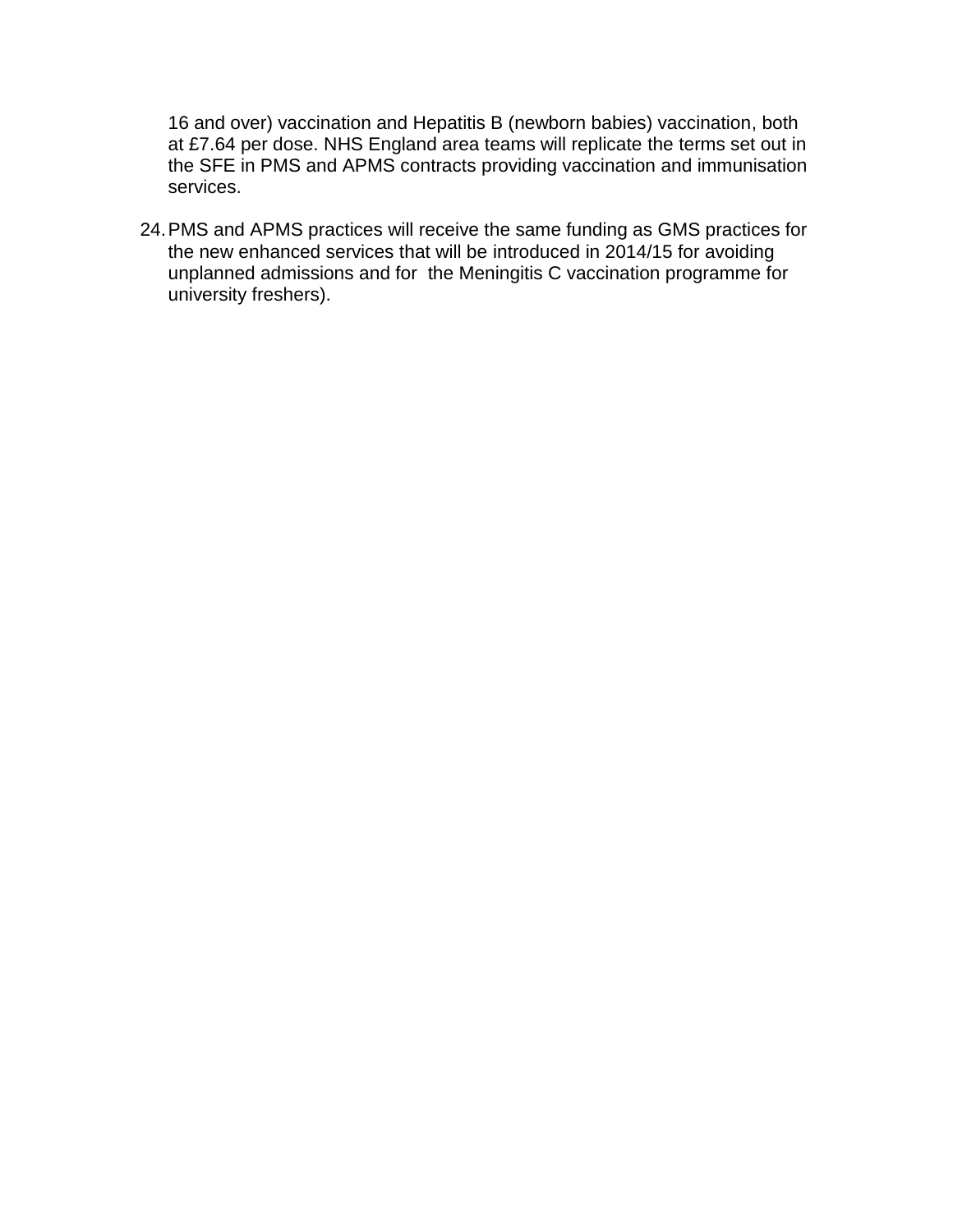16 and over) vaccination and Hepatitis B (newborn babies) vaccination, both at £7.64 per dose. NHS England area teams will replicate the terms set out in the SFE in PMS and APMS contracts providing vaccination and immunisation services.

24. PMS and APMS practices will receive the same funding as GMS practices for the new enhanced services that will be introduced in 2014/15 for avoiding unplanned admissions and for the Meningitis C vaccination programme for university freshers).